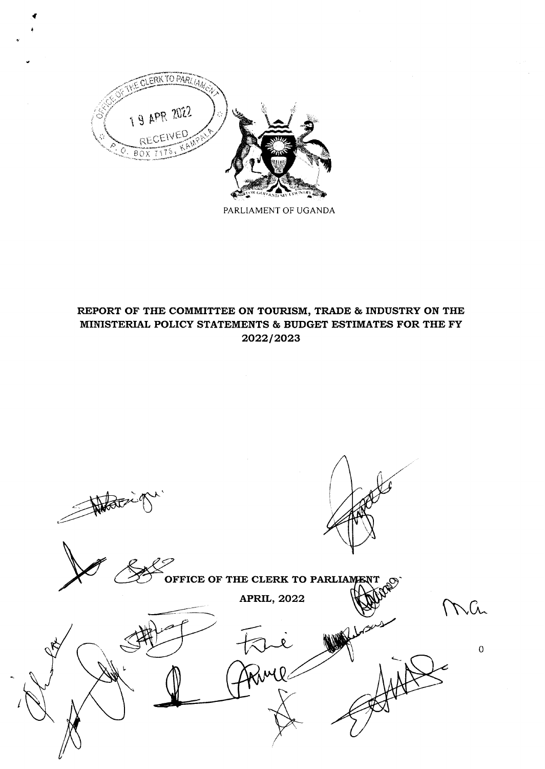PARLIAMENT OF UGANDA

# REPORT OF THE COMMITTEE ON TOURISM, TRADE & INDUSTRY ON THE MINISTERIAL POLICY STATEMENTS & BUDGET ESTIMATES FOR THE FY 2022/2023

**OFFICE OF THE CLERK TO PARLIAMENT**

**APRIL, 2022**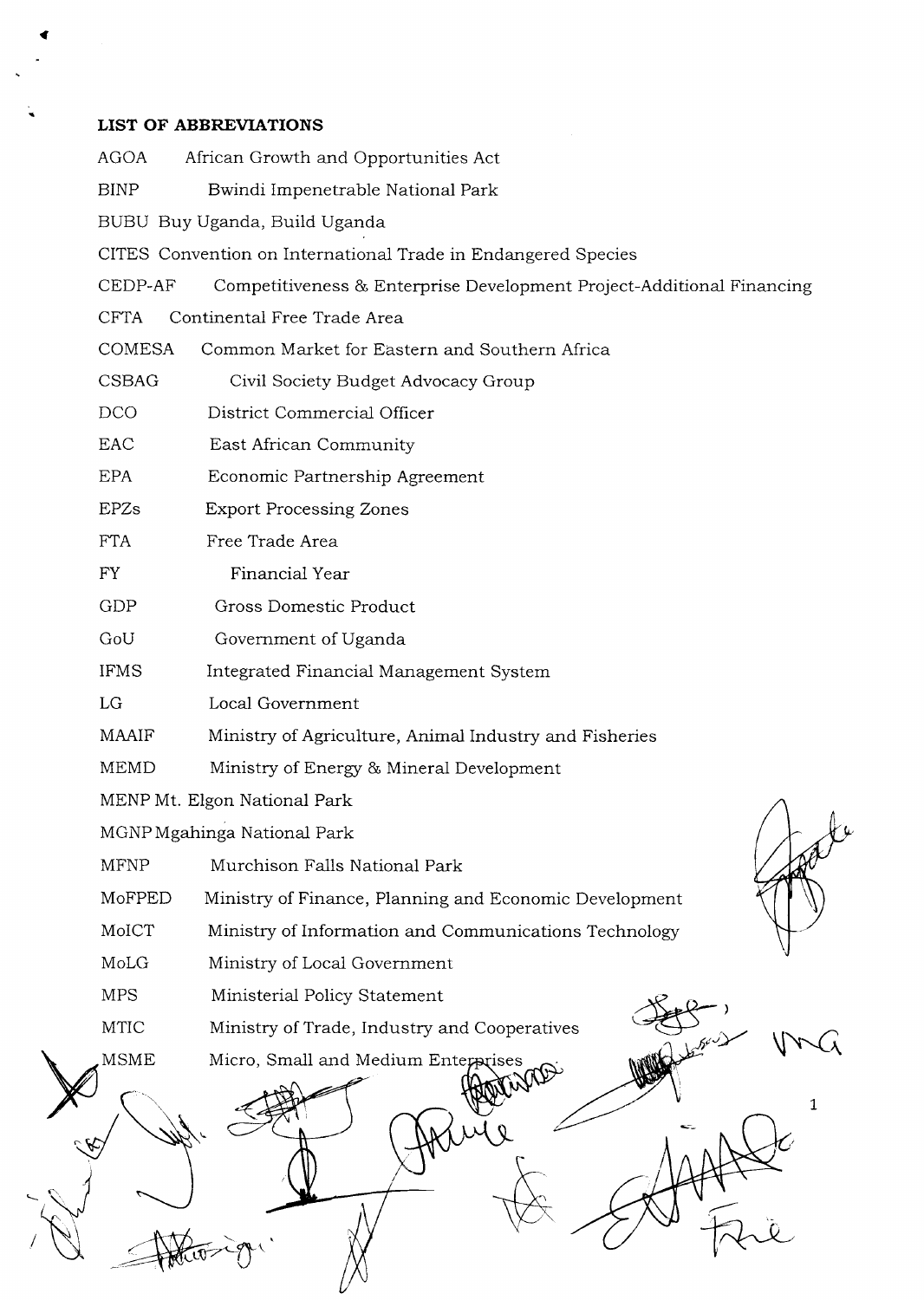**LIST OF ABBREVIATIONS**

| | |
|---|---|
| AGOA | African Growth and Opportunities Act |
| BINP | Bwindi Impenetrable National Park |
| BUBU | Buy Uganda, Build Uganda |
| CITES | Convention on International Trade in Endangered Species |
| CEDP-AF | Competitiveness & Enterprise Development Project-Additional Financing |
| CFTA | Continental Free Trade Area |
| COMESA | Common Market for Eastern and Southern Africa |
| CSBAG | Civil Society Budget Advocacy Group |
| DCO | District Commercial Officer |
| EAC | East African Community |
| EPA | Economic Partnership Agreement |
| EPZs | Export Processing Zones |
| FTA | Free Trade Area |
| FY | Financial Year |
| GDP | Gross Domestic Product |
| GoU | Government of Uganda |
| IFMS | Integrated Financial Management System |
| LG | Local Government |
| MAAIF | Ministry of Agriculture, Animal Industry and Fisheries |
| MEMD | Ministry of Energy & Mineral Development |
| MENP | Mt. Elgon National Park |
| MGNP | Mgahinga National Park |
| MFNP | Murchison Falls National Park |
| MoFPED | Ministry of Finance, Planning and Economic Development |
| MoICT | Ministry of Information and Communications Technology |
| MoLG | Ministry of Local Government |
| MPS | Ministerial Policy Statement |
| MTIC | Ministry of Trade, Industry and Cooperatives |
| MSME | Micro, Small and Medium Enterprises |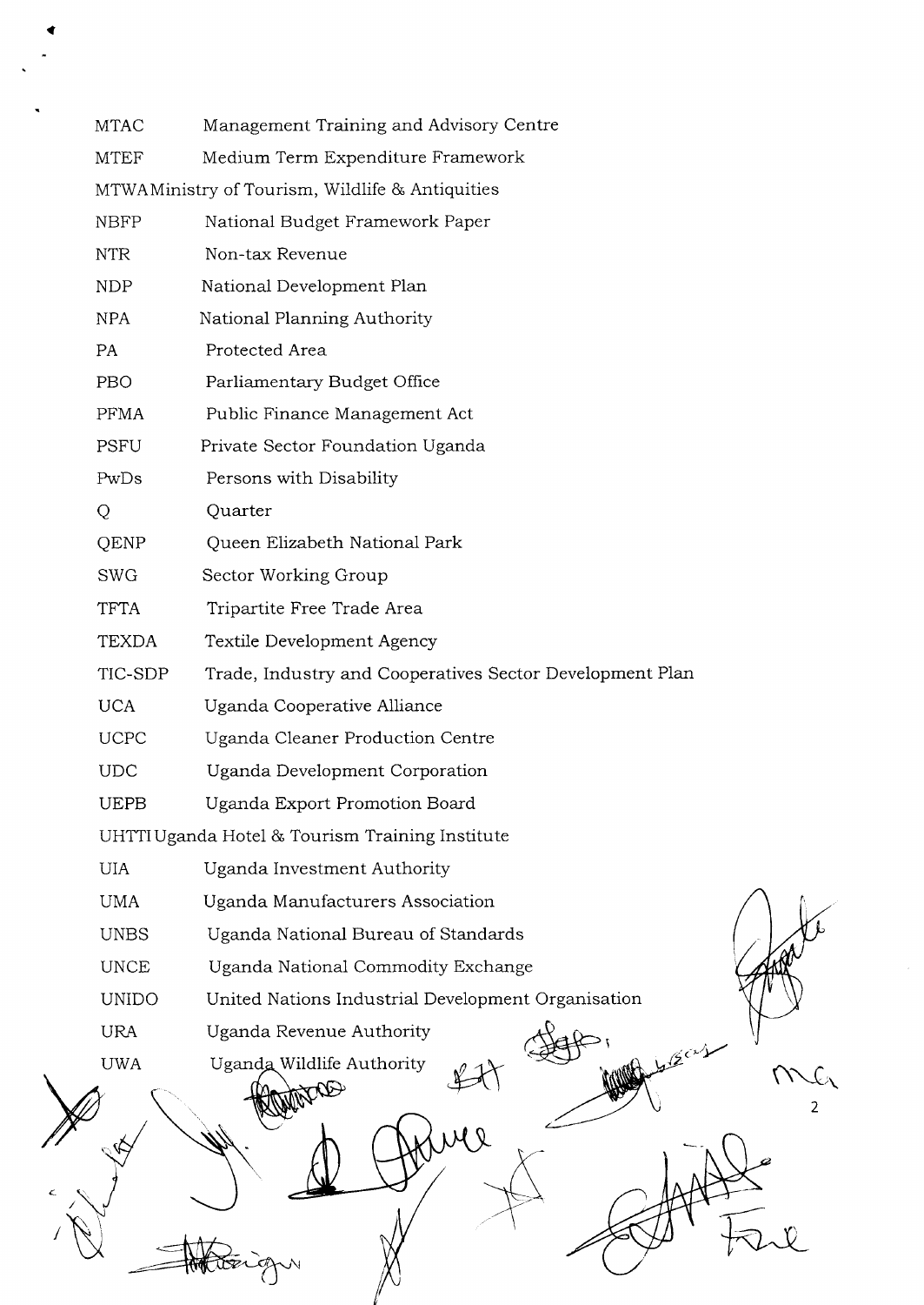| | |
|---|---|
| MTAC | Management Training and Advisory Centre |
| MTEF | Medium Term Expenditure Framework |
| MTWA | Ministry of Tourism, Wildlife & Antiquities |
| NBFP | National Budget Framework Paper |
| NTR | Non-tax Revenue |
| NDP | National Development Plan |
| NPA | National Planning Authority |
| PA | Protected Area |
| PBO | Parliamentary Budget Office |
| PFMA | Public Finance Management Act |
| PSFU | Private Sector Foundation Uganda |
| PwDs | Persons with Disability |
| Q | Quarter |
| QENP | Queen Elizabeth National Park |
| SWG | Sector Working Group |
| TFTA | Tripartite Free Trade Area |
| TEXDA | Textile Development Agency |
| TIC-SDP | Trade, Industry and Cooperatives Sector Development Plan |
| UCA | Uganda Cooperative Alliance |
| UCPC | Uganda Cleaner Production Centre |
| UDC | Uganda Development Corporation |
| UEPB | Uganda Export Promotion Board |
| UHTTI | Uganda Hotel & Tourism Training Institute |
| UIA | Uganda Investment Authority |
| UMA | Uganda Manufacturers Association |
| UNBS | Uganda National Bureau of Standards |
| UNCE | Uganda National Commodity Exchange |
| UNIDO | United Nations Industrial Development Organisation |
| URA | Uganda Revenue Authority |
| UWA | Uganda Wildlife Authority |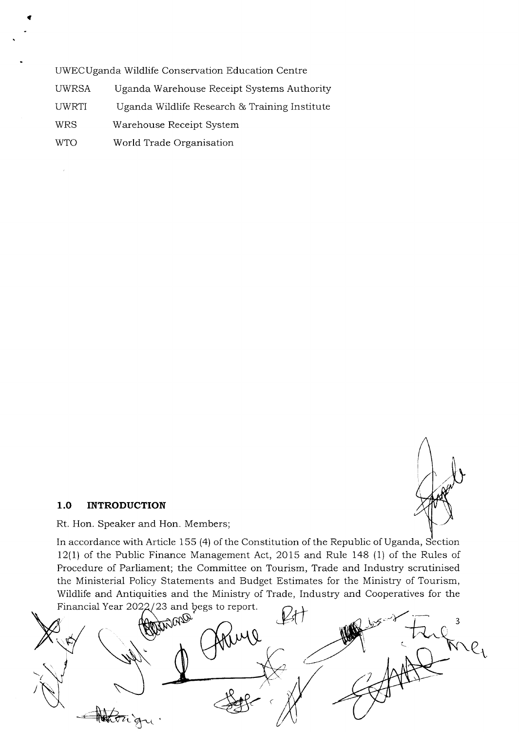| | |
|---|---|
| UWEC | Uganda Wildlife Conservation Education Centre |
| UWRSA | Uganda Warehouse Receipt Systems Authority |
| UWRTI | Uganda Wildlife Research & Training Institute |
| WRS | Warehouse Receipt System |
| WTO | World Trade Organisation |

## 1.0 INTRODUCTION

Rt. Hon. Speaker and Hon. Members;

In accordance with Article 155 (4) of the Constitution of the Republic of Uganda, Section 12(1) of the Public Finance Management Act, 2015 and Rule 148 (1) of the Rules of Procedure of Parliament; the Committee on Tourism, Trade and Industry scrutinised the Ministerial Policy Statements and Budget Estimates for the Ministry of Tourism, Wildlife and Antiquities and the Ministry of Trade, Industry and Cooperatives for the Financial Year 2022/23 and begs to report.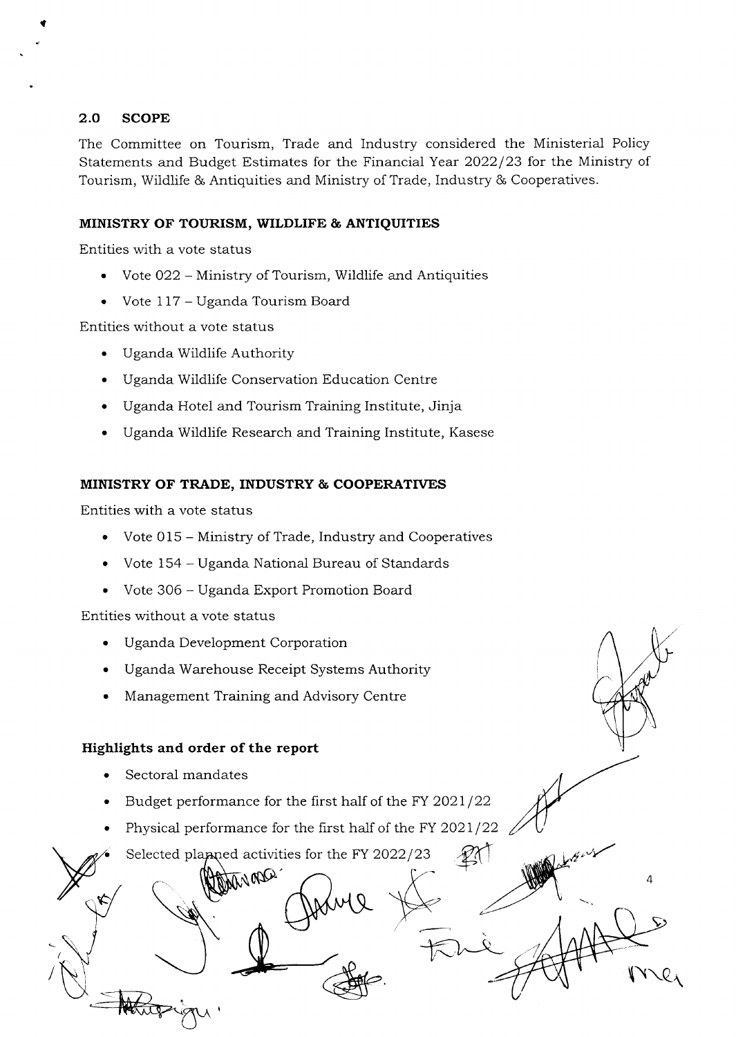## 2.0 SCOPE

The Committee on Tourism, Trade and Industry considered the Ministerial Policy Statements and Budget Estimates for the Financial Year 2022/23 for the Ministry of Tourism, Wildlife & Antiquities and Ministry of Trade, Industry & Cooperatives.

### MINISTRY OF TOURISM, WILDLIFE & ANTIQUITIES

Entities with a vote status

- Vote 022 – Ministry of Tourism, Wildlife and Antiquities
- Vote 117 – Uganda Tourism Board

Entities without a vote status

- Uganda Wildlife Authority
- Uganda Wildlife Conservation Education Centre
- Uganda Hotel and Tourism Training Institute, Jinja
- Uganda Wildlife Research and Training Institute, Kasese

### MINISTRY OF TRADE, INDUSTRY & COOPERATIVES

Entities with a vote status

- Vote 015 – Ministry of Trade, Industry and Cooperatives
- Vote 154 – Uganda National Bureau of Standards
- Vote 306 – Uganda Export Promotion Board

Entities without a vote status

- Uganda Development Corporation
- Uganda Warehouse Receipt Systems Authority
- Management Training and Advisory Centre

### Highlights and order of the report

- Sectoral mandates
- Budget performance for the first half of the FY 2021/22
- Physical performance for the first half of the FY 2021/22
- Selected planned activities for the FY 2022/23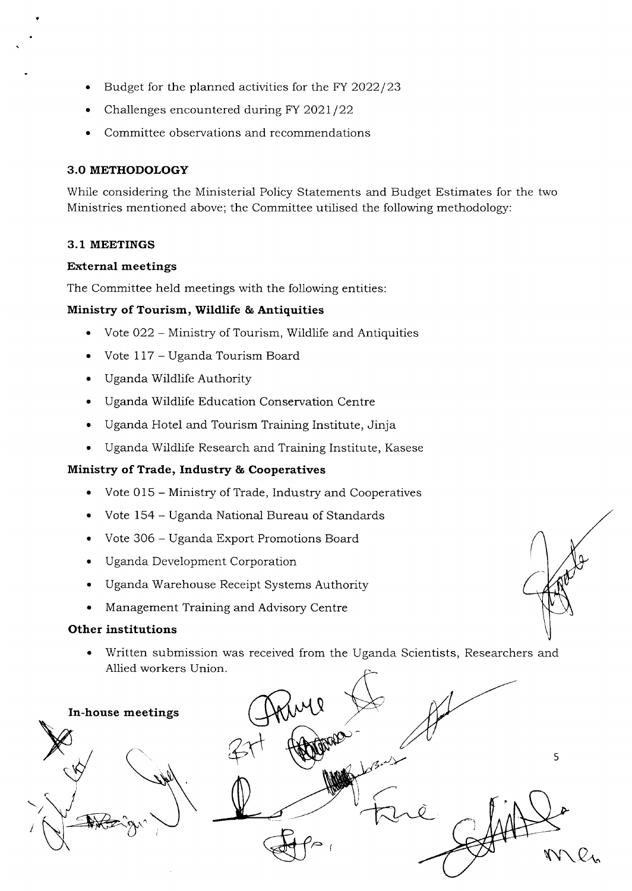- Budget for the planned activities for the FY 2022/23
- Challenges encountered during FY 2021/22
- Committee observations and recommendations

## 3.0 METHODOLOGY

While considering the Ministerial Policy Statements and Budget Estimates for the two Ministries mentioned above; the Committee utilised the following methodology:

### 3.1 MEETINGS

**External meetings**

The Committee held meetings with the following entities:

**Ministry of Tourism, Wildlife & Antiquities**

- Vote 022 – Ministry of Tourism, Wildlife and Antiquities
- Vote 117 – Uganda Tourism Board
- Uganda Wildlife Authority
- Uganda Wildlife Education Conservation Centre
- Uganda Hotel and Tourism Training Institute, Jinja
- Uganda Wildlife Research and Training Institute, Kasese

**Ministry of Trade, Industry & Cooperatives**

- Vote 015 – Ministry of Trade, Industry and Cooperatives
- Vote 154 – Uganda National Bureau of Standards
- Vote 306 – Uganda Export Promotions Board
- Uganda Development Corporation
- Uganda Warehouse Receipt Systems Authority
- Management Training and Advisory Centre

**Other institutions**

- Written submission was received from the Uganda Scientists, Researchers and Allied workers Union.

**In-house meetings**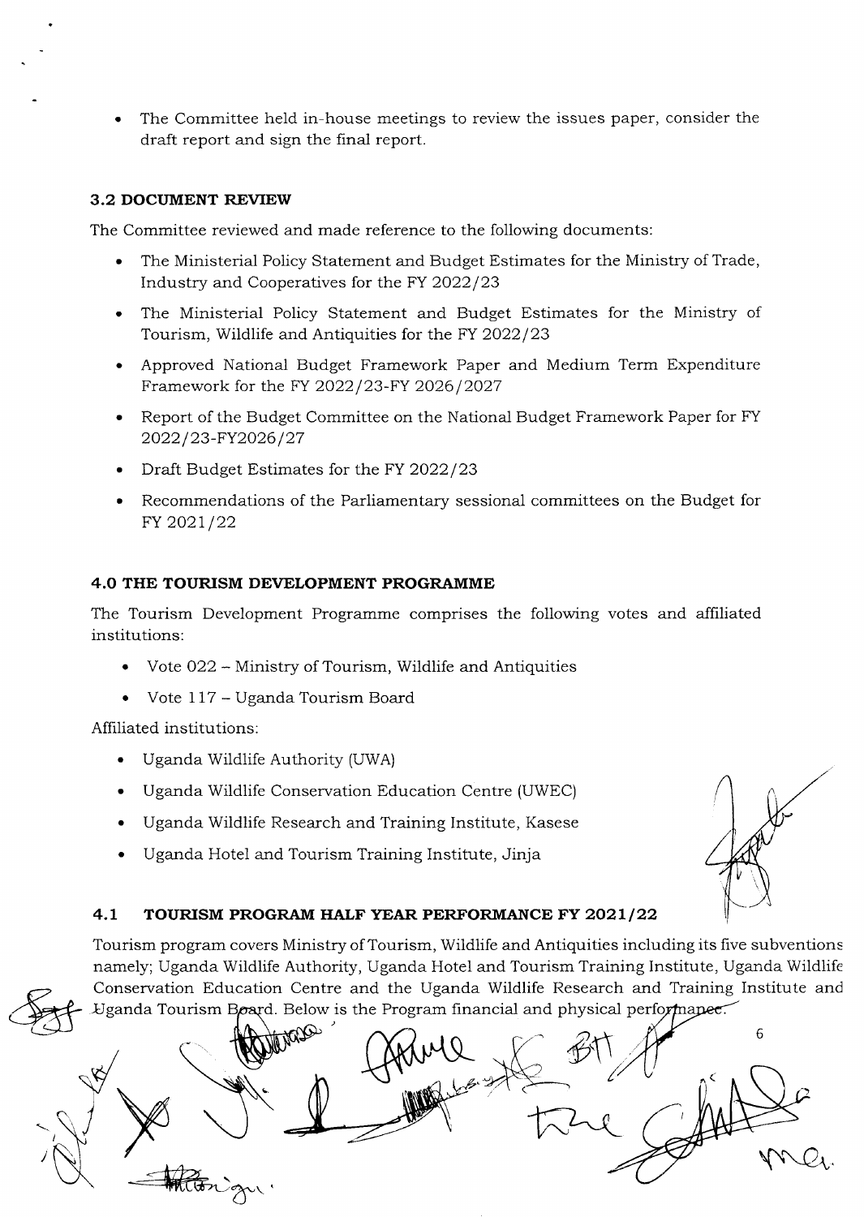- The Committee held in-house meetings to review the issues paper, consider the draft report and sign the final report.

### 3.2 DOCUMENT REVIEW

The Committee reviewed and made reference to the following documents:

- The Ministerial Policy Statement and Budget Estimates for the Ministry of Trade, Industry and Cooperatives for the FY 2022/23
- The Ministerial Policy Statement and Budget Estimates for the Ministry of Tourism, Wildlife and Antiquities for the FY 2022/23
- Approved National Budget Framework Paper and Medium Term Expenditure Framework for the FY 2022/23-FY 2026/2027
- Report of the Budget Committee on the National Budget Framework Paper for FY 2022/23-FY2026/27
- Draft Budget Estimates for the FY 2022/23
- Recommendations of the Parliamentary sessional committees on the Budget for FY 2021/22

## 4.0 THE TOURISM DEVELOPMENT PROGRAMME

The Tourism Development Programme comprises the following votes and affiliated institutions:

- Vote 022 – Ministry of Tourism, Wildlife and Antiquities
- Vote 117 – Uganda Tourism Board

Affiliated institutions:

- Uganda Wildlife Authority (UWA)
- Uganda Wildlife Conservation Education Centre (UWEC)
- Uganda Wildlife Research and Training Institute, Kasese
- Uganda Hotel and Tourism Training Institute, Jinja

### 4.1 TOURISM PROGRAM HALF YEAR PERFORMANCE FY 2021/22

Tourism program covers Ministry of Tourism, Wildlife and Antiquities including its five subventions namely; Uganda Wildlife Authority, Uganda Hotel and Tourism Training Institute, Uganda Wildlife Conservation Education Centre and the Uganda Wildlife Research and Training Institute and Uganda Tourism Board. Below is the Program financial and physical performance.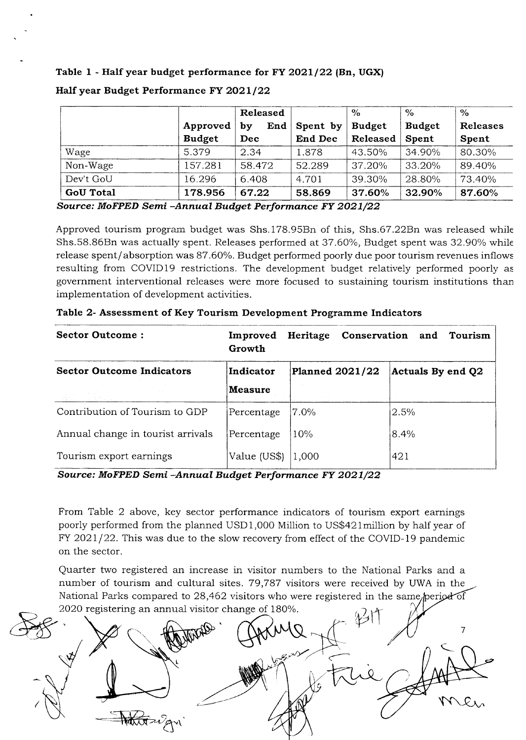**Table 1 - Half year budget performance for FY 2021/22 (Bn, UGX)**

**Half year Budget Performance FY 2021/22**

| | Approved Budget | Released by End Dec | Spent by End Dec | % Budget Released | % Budget Spent | % Releases Spent |
|---|---|---|---|---|---|---|
| Wage | 5.379 | 2.34 | 1.878 | 43.50% | 34.90% | 80.30% |
| Non-Wage | 157.281 | 58.472 | 52.289 | 37.20% | 33.20% | 89.40% |
| Dev't GoU | 16.296 | 6.408 | 4.701 | 39.30% | 28.80% | 73.40% |
| **GoU Total** | **178.956** | **67.22** | **58.869** | **37.60%** | **32.90%** | **87.60%** |

***Source: MoFPED Semi –Annual Budget Performance FY 2021/22***

Approved tourism program budget was Shs.178.95Bn of this, Shs.67.22Bn was released while Shs.58.86Bn was actually spent. Releases performed at 37.60%, Budget spent was 32.90% while release spent/absorption was 87.60%. Budget performed poorly due poor tourism revenues inflows resulting from COVID19 restrictions. The development budget relatively performed poorly as government interventional releases were more focused to sustaining tourism institutions than implementation of development activities.

**Table 2- Assessment of Key Tourism Development Programme Indicators**

| **Sector Outcome :** | **Improved Heritage Conservation and Tourism Growth** | | |
|---|---|---|---|
| **Sector Outcome Indicators** | **Indicator Measure** | **Planned 2021/22** | **Actuals By end Q2** |
| Contribution of Tourism to GDP | Percentage | 7.0% | 2.5% |
| Annual change in tourist arrivals | Percentage | 10% | 8.4% |
| Tourism export earnings | Value (US$) | 1,000 | 421 |

***Source: MoFPED Semi –Annual Budget Performance FY 2021/22***

From Table 2 above, key sector performance indicators of tourism export earnings poorly performed from the planned USD1,000 Million to US$421million by half year of FY 2021/22. This was due to the slow recovery from effect of the COVID-19 pandemic on the sector.

Quarter two registered an increase in visitor numbers to the National Parks and a number of tourism and cultural sites. 79,787 visitors were received by UWA in the National Parks compared to 28,462 visitors who were registered in the same period of 2020 registering an annual visitor change of 180%.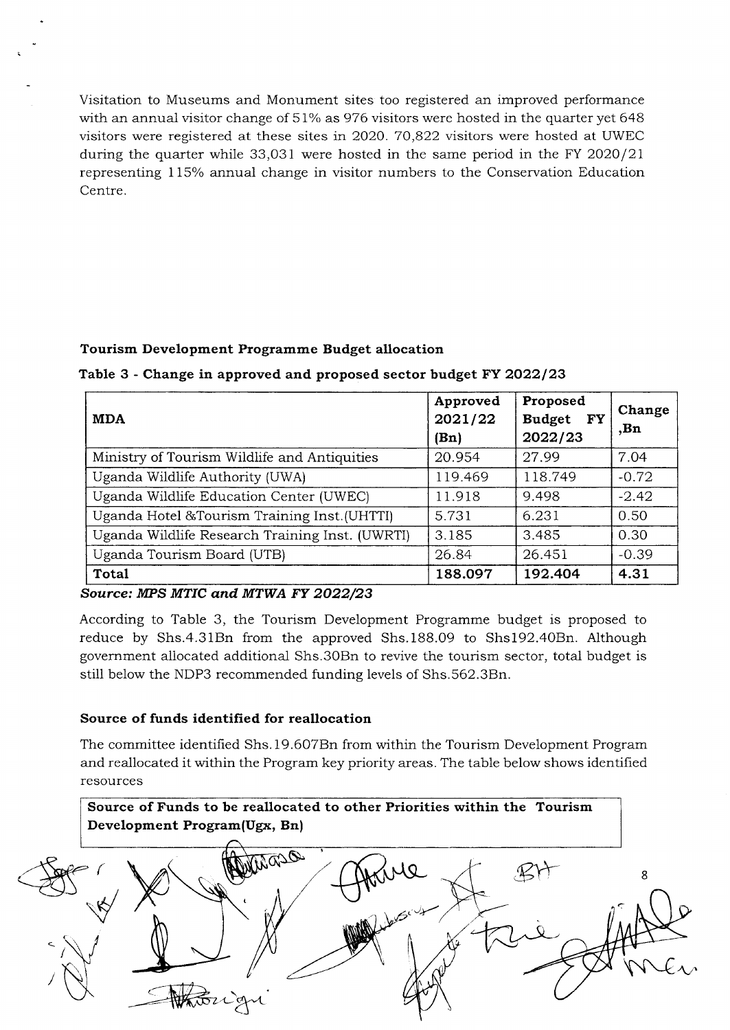Visitation to Museums and Monument sites too registered an improved performance with an annual visitor change of 51% as 976 visitors were hosted in the quarter yet 648 visitors were registered at these sites in 2020. 70,822 visitors were hosted at UWEC during the quarter while 33,031 were hosted in the same period in the FY 2020/21 representing 115% annual change in visitor numbers to the Conservation Education Centre.

**Tourism Development Programme Budget allocation**

**Table 3 - Change in approved and proposed sector budget FY 2022/23**

| MDA | Approved 2021/22 (Bn) | Proposed Budget FY 2022/23 | Change ,Bn |
|---|---|---|---|
| Ministry of Tourism Wildlife and Antiquities | 20.954 | 27.99 | 7.04 |
| Uganda Wildlife Authority (UWA) | 119.469 | 118.749 | -0.72 |
| Uganda Wildlife Education Center (UWEC) | 11.918 | 9.498 | -2.42 |
| Uganda Hotel &Tourism Training Inst.(UHTTI) | 5.731 | 6.231 | 0.50 |
| Uganda Wildlife Research Training Inst. (UWRTI) | 3.185 | 3.485 | 0.30 |
| Uganda Tourism Board (UTB) | 26.84 | 26.451 | -0.39 |
| **Total** | **188.097** | **192.404** | **4.31** |

***Source: MPS MTIC and MTWA FY 2022/23***

According to Table 3, the Tourism Development Programme budget is proposed to reduce by Shs.4.31Bn from the approved Shs.188.09 to Shs192.40Bn. Although government allocated additional Shs.30Bn to revive the tourism sector, total budget is still below the NDP3 recommended funding levels of Shs.562.3Bn.

**Source of funds identified for reallocation**

The committee identified Shs.19.607Bn from within the Tourism Development Program and reallocated it within the Program key priority areas. The table below shows identified resources

**Source of Funds to be reallocated to other Priorities within the Tourism Development Program(Ugx, Bn)**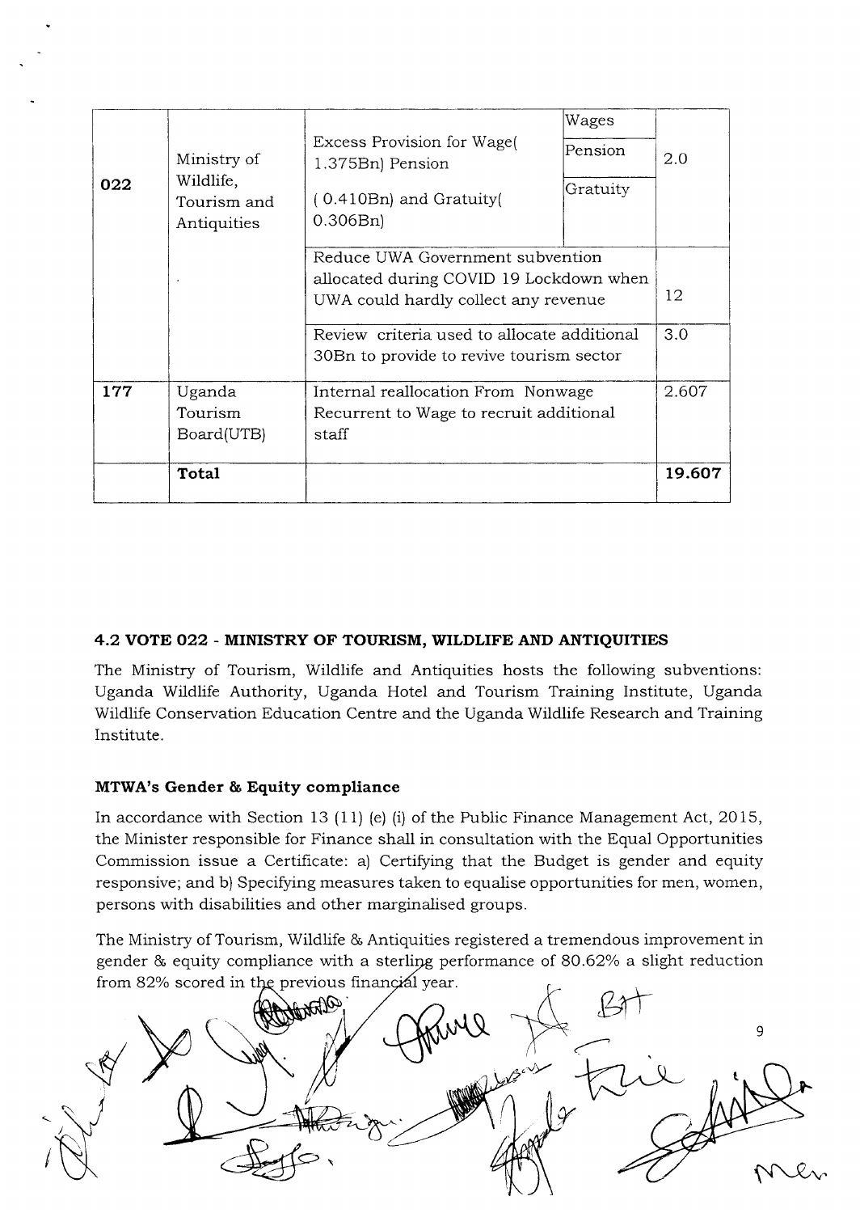| | | | | |
|---|---|---|---|---|
| **022** | Ministry of Wildlife, Tourism and Antiquities | Excess Provision for Wage( 1.375Bn) Pension ( 0.410Bn) and Gratuity( 0.306Bn) | Wages<br>Pension<br>Gratuity | 2.0 |
| | | Reduce UWA Government subvention allocated during COVID 19 Lockdown when UWA could hardly collect any revenue | | 12 |
| | | Review criteria used to allocate additional 30Bn to provide to revive tourism sector | | 3.0 |
| **177** | Uganda Tourism Board(UTB) | Internal reallocation From Nonwage Recurrent to Wage to recruit additional staff | | 2.607 |
| | **Total** | | | **19.607** |

### 4.2 VOTE 022 - MINISTRY OF TOURISM, WILDLIFE AND ANTIQUITIES

The Ministry of Tourism, Wildlife and Antiquities hosts the following subventions: Uganda Wildlife Authority, Uganda Hotel and Tourism Training Institute, Uganda Wildlife Conservation Education Centre and the Uganda Wildlife Research and Training Institute.

#### MTWA's Gender & Equity compliance

In accordance with Section 13 (11) (e) (i) of the Public Finance Management Act, 2015, the Minister responsible for Finance shall in consultation with the Equal Opportunities Commission issue a Certificate: a) Certifying that the Budget is gender and equity responsive; and b) Specifying measures taken to equalise opportunities for men, women, persons with disabilities and other marginalised groups.

The Ministry of Tourism, Wildlife & Antiquities registered a tremendous improvement in gender & equity compliance with a sterling performance of 80.62% a slight reduction from 82% scored in the previous financial year.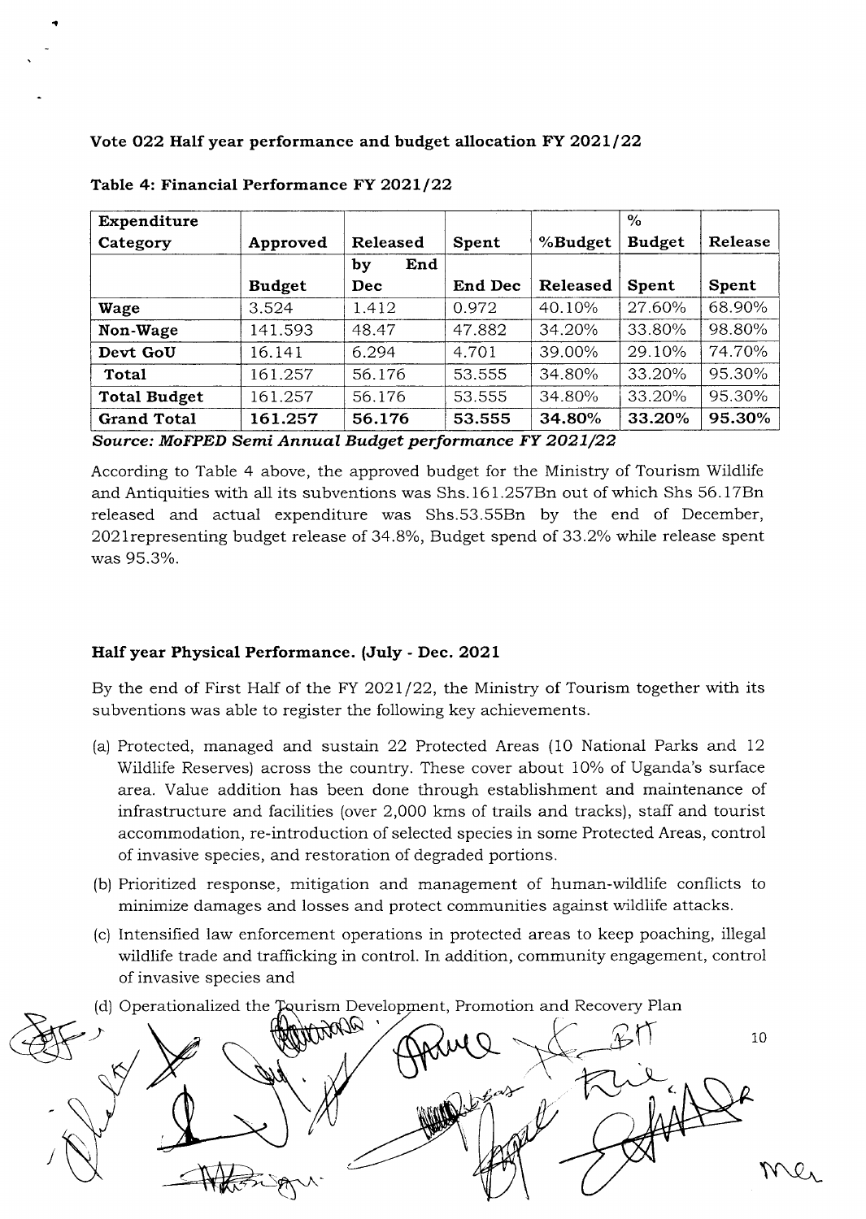**Vote 022 Half year performance and budget allocation FY 2021/22**

**Table 4: Financial Performance FY 2021/22**

| Expenditure Category | Approved | Released | Spent | %Budget | % Budget | Release |
|---|---|---|---|---|---|---|
| | Budget | by End Dec | End Dec | Released | Spent | Spent |
| **Wage** | 3.524 | 1.412 | 0.972 | 40.10% | 27.60% | 68.90% |
| **Non-Wage** | 141.593 | 48.47 | 47.882 | 34.20% | 33.80% | 98.80% |
| **Devt GoU** | 16.141 | 6.294 | 4.701 | 39.00% | 29.10% | 74.70% |
| **Total** | 161.257 | 56.176 | 53.555 | 34.80% | 33.20% | 95.30% |
| **Total Budget** | 161.257 | 56.176 | 53.555 | 34.80% | 33.20% | 95.30% |
| **Grand Total** | **161.257** | **56.176** | **53.555** | **34.80%** | **33.20%** | **95.30%** |

***Source: MoFPED Semi Annual Budget performance FY 2021/22***

According to Table 4 above, the approved budget for the Ministry of Tourism Wildlife and Antiquities with all its subventions was Shs.161.257Bn out of which Shs 56.17Bn released and actual expenditure was Shs.53.55Bn by the end of December, 2021representing budget release of 34.8%, Budget spend of 33.2% while release spent was 95.3%.

**Half year Physical Performance. (July - Dec. 2021**

By the end of First Half of the FY 2021/22, the Ministry of Tourism together with its subventions was able to register the following key achievements.

(a) Protected, managed and sustain 22 Protected Areas (10 National Parks and 12 Wildlife Reserves) across the country. These cover about 10% of Uganda's surface area. Value addition has been done through establishment and maintenance of infrastructure and facilities (over 2,000 kms of trails and tracks), staff and tourist accommodation, re-introduction of selected species in some Protected Areas, control of invasive species, and restoration of degraded portions.

(b) Prioritized response, mitigation and management of human-wildlife conflicts to minimize damages and losses and protect communities against wildlife attacks.

(c) Intensified law enforcement operations in protected areas to keep poaching, illegal wildlife trade and trafficking in control. In addition, community engagement, control of invasive species and

(d) Operationalized the Tourism Development, Promotion and Recovery Plan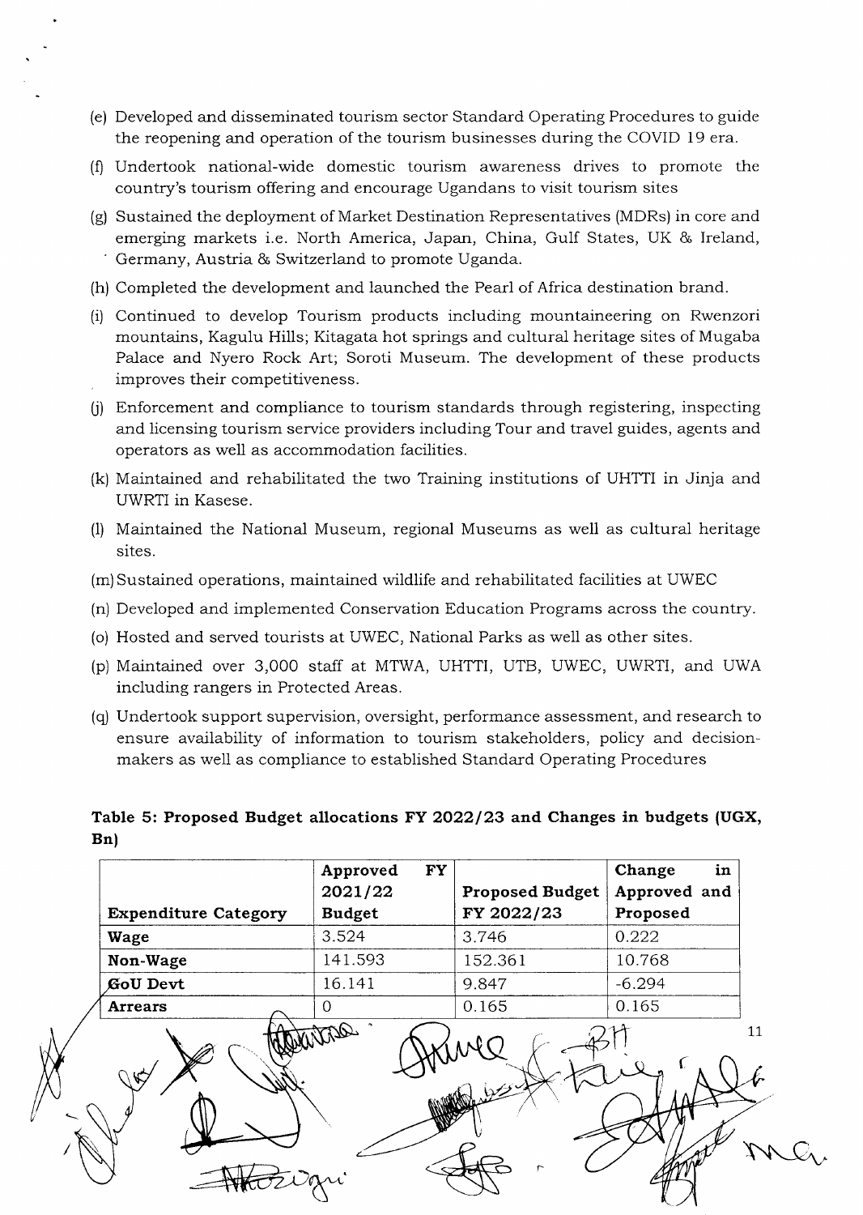(e) Developed and disseminated tourism sector Standard Operating Procedures to guide the reopening and operation of the tourism businesses during the COVID 19 era.

(f) Undertook national-wide domestic tourism awareness drives to promote the country's tourism offering and encourage Ugandans to visit tourism sites

(g) Sustained the deployment of Market Destination Representatives (MDRs) in core and emerging markets i.e. North America, Japan, China, Gulf States, UK & Ireland, Germany, Austria & Switzerland to promote Uganda.

(h) Completed the development and launched the Pearl of Africa destination brand.

(i) Continued to develop Tourism products including mountaineering on Rwenzori mountains, Kagulu Hills; Kitagata hot springs and cultural heritage sites of Mugaba Palace and Nyero Rock Art; Soroti Museum. The development of these products improves their competitiveness.

(j) Enforcement and compliance to tourism standards through registering, inspecting and licensing tourism service providers including Tour and travel guides, agents and operators as well as accommodation facilities.

(k) Maintained and rehabilitated the two Training institutions of UHTTI in Jinja and UWRTI in Kasese.

(l) Maintained the National Museum, regional Museums as well as cultural heritage sites.

(m) Sustained operations, maintained wildlife and rehabilitated facilities at UWEC

(n) Developed and implemented Conservation Education Programs across the country.

(o) Hosted and served tourists at UWEC, National Parks as well as other sites.

(p) Maintained over 3,000 staff at MTWA, UHTTI, UTB, UWEC, UWRTI, and UWA including rangers in Protected Areas.

(q) Undertook support supervision, oversight, performance assessment, and research to ensure availability of information to tourism stakeholders, policy and decision-makers as well as compliance to established Standard Operating Procedures

**Table 5: Proposed Budget allocations FY 2022/23 and Changes in budgets (UGX, Bn)**

| Expenditure Category | Approved FY 2021/22 Budget | Proposed Budget FY 2022/23 | Change in Approved and Proposed |
|---|---|---|---|
| **Wage** | 3.524 | 3.746 | 0.222 |
| **Non-Wage** | 141.593 | 152.361 | 10.768 |
| **GoU Devt** | 16.141 | 9.847 | -6.294 |
| **Arrears** | 0 | 0.165 | 0.165 |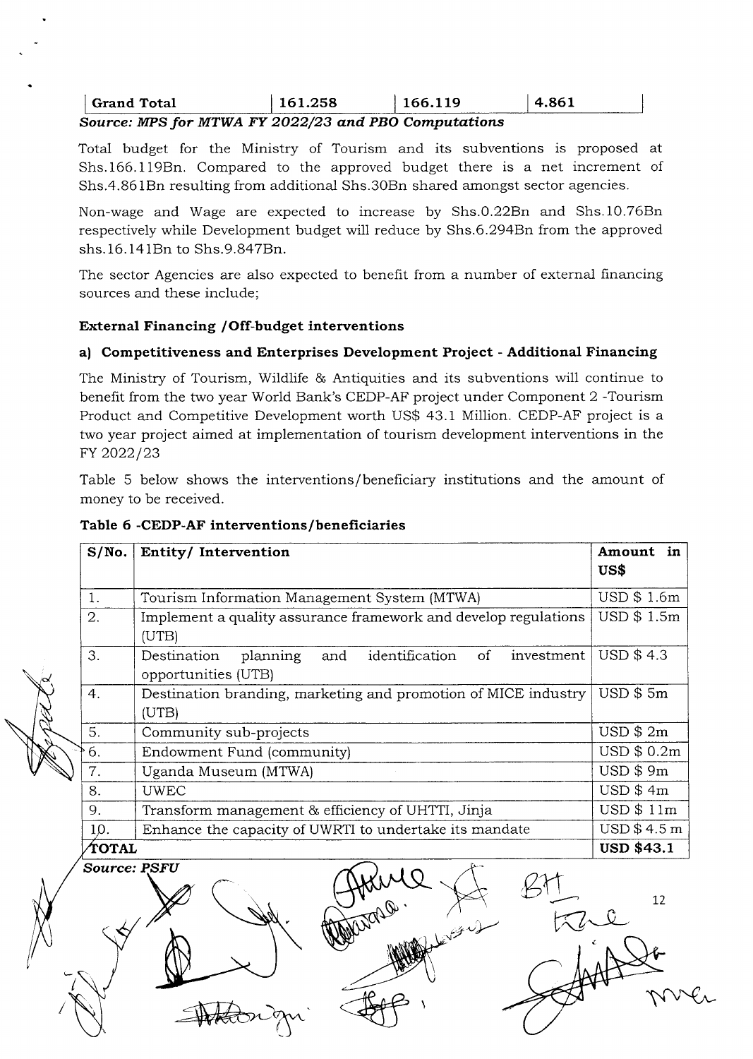| Grand Total | 161.258 | 166.119 | 4.861 |
|---|---|---|---|

***Source: MPS for MTWA FY 2022/23 and PBO Computations***

Total budget for the Ministry of Tourism and its subventions is proposed at Shs.166.119Bn. Compared to the approved budget there is a net increment of Shs.4.861Bn resulting from additional Shs.30Bn shared amongst sector agencies.

Non-wage and Wage are expected to increase by Shs.0.22Bn and Shs.10.76Bn respectively while Development budget will reduce by Shs.6.294Bn from the approved shs.16.141Bn to Shs.9.847Bn.

The sector Agencies are also expected to benefit from a number of external financing sources and these include;

**External Financing /Off-budget interventions**

**a) Competitiveness and Enterprises Development Project - Additional Financing**

The Ministry of Tourism, Wildlife & Antiquities and its subventions will continue to benefit from the two year World Bank's CEDP-AF project under Component 2 -Tourism Product and Competitive Development worth US$ 43.1 Million. CEDP-AF project is a two year project aimed at implementation of tourism development interventions in the FY 2022/23

Table 5 below shows the interventions/beneficiary institutions and the amount of money to be received.

**Table 6 -CEDP-AF interventions/beneficiaries**

| S/No. | Entity/ Intervention | Amount in US$ |
|---|---|---|
| 1. | Tourism Information Management System (MTWA) | USD $ 1.6m |
| 2. | Implement a quality assurance framework and develop regulations (UTB) | USD $ 1.5m |
| 3. | Destination planning and identification of investment opportunities (UTB) | USD $ 4.3 |
| 4. | Destination branding, marketing and promotion of MICE industry (UTB) | USD $ 5m |
| 5. | Community sub-projects | USD $ 2m |
| 6. | Endowment Fund (community) | USD $ 0.2m |
| 7. | Uganda Museum (MTWA) | USD $ 9m |
| 8. | UWEC | USD $ 4m |
| 9. | Transform management & efficiency of UHTTI, Jinja | USD $ 11m |
| 10. | Enhance the capacity of UWRTI to undertake its mandate | USD $ 4.5 m |
| **TOTAL** | | **USD $43.1** |

***Source: PSFU***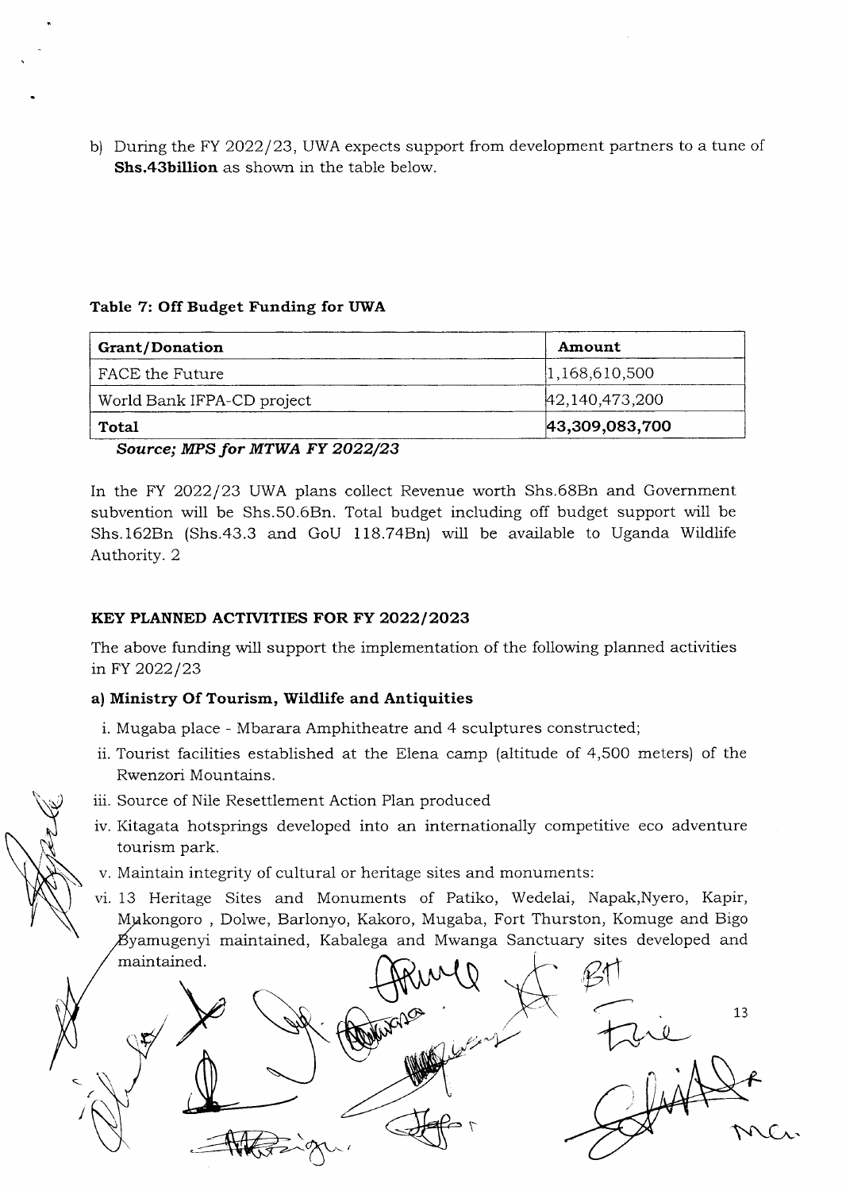b) During the FY 2022/23, UWA expects support from development partners to a tune of **Shs.43billion** as shown in the table below.

**Table 7: Off Budget Funding for UWA**

| Grant/Donation | Amount |
|---|---|
| FACE the Future | 1,168,610,500 |
| World Bank IFPA-CD project | 42,140,473,200 |
| **Total** | **43,309,083,700** |

***Source; MPS for MTWA FY 2022/23***

In the FY 2022/23 UWA plans collect Revenue worth Shs.68Bn and Government subvention will be Shs.50.6Bn. Total budget including off budget support will be Shs.162Bn (Shs.43.3 and GoU 118.74Bn) will be available to Uganda Wildlife Authority. 2

## KEY PLANNED ACTIVITIES FOR FY 2022/2023

The above funding will support the implementation of the following planned activities in FY 2022/23

### a) Ministry Of Tourism, Wildlife and Antiquities

i. Mugaba place - Mbarara Amphitheatre and 4 sculptures constructed;

ii. Tourist facilities established at the Elena camp (altitude of 4,500 meters) of the Rwenzori Mountains.

iii. Source of Nile Resettlement Action Plan produced

iv. Kitagata hotsprings developed into an internationally competitive eco adventure tourism park.

v. Maintain integrity of cultural or heritage sites and monuments:

vi. 13 Heritage Sites and Monuments of Patiko, Wedelai, Napak,Nyero, Kapir, Mukongoro , Dolwe, Barlonyo, Kakoro, Mugaba, Fort Thurston, Komuge and Bigo Byamugenyi maintained, Kabalega and Mwanga Sanctuary sites developed and maintained.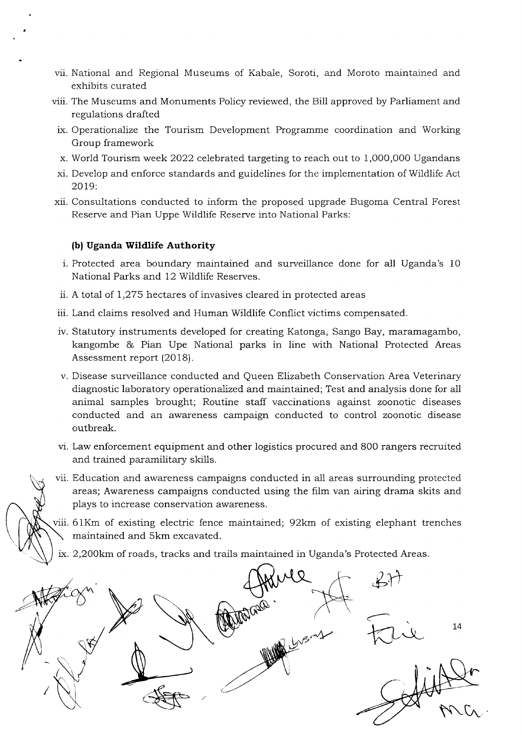vii. National and Regional Museums of Kabale, Soroti, and Moroto maintained and exhibits curated

viii. The Museums and Monuments Policy reviewed, the Bill approved by Parliament and regulations drafted

ix. Operationalize the Tourism Development Programme coordination and Working Group framework

x. World Tourism week 2022 celebrated targeting to reach out to 1,000,000 Ugandans

xi. Develop and enforce standards and guidelines for the implementation of Wildlife Act 2019:

xii. Consultations conducted to inform the proposed upgrade Bugoma Central Forest Reserve and Pian Uppe Wildlife Reserve into National Parks:

**(b) Uganda Wildlife Authority**

i. Protected area boundary maintained and surveillance done for all Uganda's 10 National Parks and 12 Wildlife Reserves.

ii. A total of 1,275 hectares of invasives cleared in protected areas

iii. Land claims resolved and Human Wildlife Conflict victims compensated.

iv. Statutory instruments developed for creating Katonga, Sango Bay, maramagambo, kangombe & Pian Upe National parks in line with National Protected Areas Assessment report (2018).

v. Disease surveillance conducted and Queen Elizabeth Conservation Area Veterinary diagnostic laboratory operationalized and maintained; Test and analysis done for all animal samples brought; Routine staff vaccinations against zoonotic diseases conducted and an awareness campaign conducted to control zoonotic disease outbreak.

vi. Law enforcement equipment and other logistics procured and 800 rangers recruited and trained paramilitary skills.

vii. Education and awareness campaigns conducted in all areas surrounding protected areas; Awareness campaigns conducted using the film van airing drama skits and plays to increase conservation awareness.

viii. 61Km of existing electric fence maintained; 92km of existing elephant trenches maintained and 5km excavated.

ix. 2,200km of roads, tracks and trails maintained in Uganda's Protected Areas.